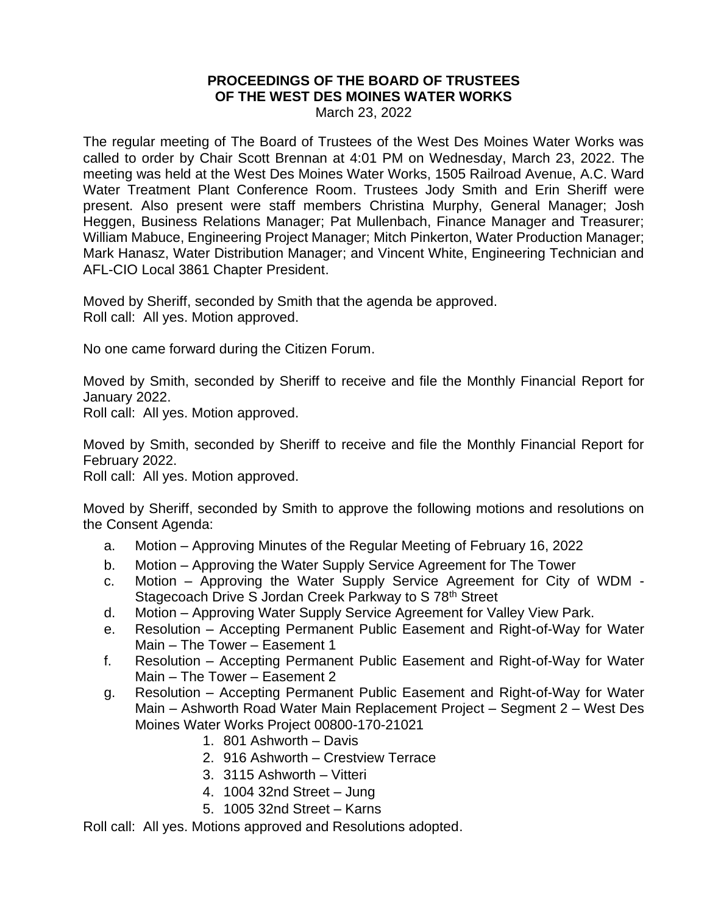# PROCEEDINGS OF THE BOARD OF TRUSTEES OF THE WEST DES MOINES WATER WORKS

March 23, 2022

The regular meeting of The Board of Trustees of the West Des Moines Water Works was called to order by Chair Scott Brennan at 4:01 PM on Wednesday, March 23, 2022. The meeting was held at the West Des Moines Water Works, 1505 Railroad Avenue, A.C. Ward Water Treatment Plant Conference Room. Trustees Jody Smith and Erin Sheriff were present. Also present were staff members Christina Murphy, General Manager; Josh Heggen, Business Relations Manager; Pat Mullenbach, Finance Manager and Treasurer; William Mabuce, Engineering Project Manager; Mitch Pinkerton, Water Production Manager; Mark Hanasz, Water Distribution Manager; and Vincent White, Engineering Technician and AFL-CIO Local 3861 Chapter President.

Moved by Sheriff, seconded by Smith that the agenda be approved.
Roll call: All yes. Motion approved.

No one came forward during the Citizen Forum.

Moved by Smith, seconded by Sheriff to receive and file the Monthly Financial Report for January 2022.
Roll call: All yes. Motion approved.

Moved by Smith, seconded by Sheriff to receive and file the Monthly Financial Report for February 2022.
Roll call: All yes. Motion approved.

Moved by Sheriff, seconded by Smith to approve the following motions and resolutions on the Consent Agenda:

a. Motion – Approving Minutes of the Regular Meeting of February 16, 2022
b. Motion – Approving the Water Supply Service Agreement for The Tower
c. Motion – Approving the Water Supply Service Agreement for City of WDM - Stagecoach Drive S Jordan Creek Parkway to S 78th Street
d. Motion – Approving Water Supply Service Agreement for Valley View Park.
e. Resolution – Accepting Permanent Public Easement and Right-of-Way for Water Main – The Tower – Easement 1
f. Resolution – Accepting Permanent Public Easement and Right-of-Way for Water Main – The Tower – Easement 2
g. Resolution – Accepting Permanent Public Easement and Right-of-Way for Water Main – Ashworth Road Water Main Replacement Project – Segment 2 – West Des Moines Water Works Project 00800-170-21021
   1. 801 Ashworth – Davis
   2. 916 Ashworth – Crestview Terrace
   3. 3115 Ashworth – Vitteri
   4. 1004 32nd Street – Jung
   5. 1005 32nd Street – Karns

Roll call: All yes. Motions approved and Resolutions adopted.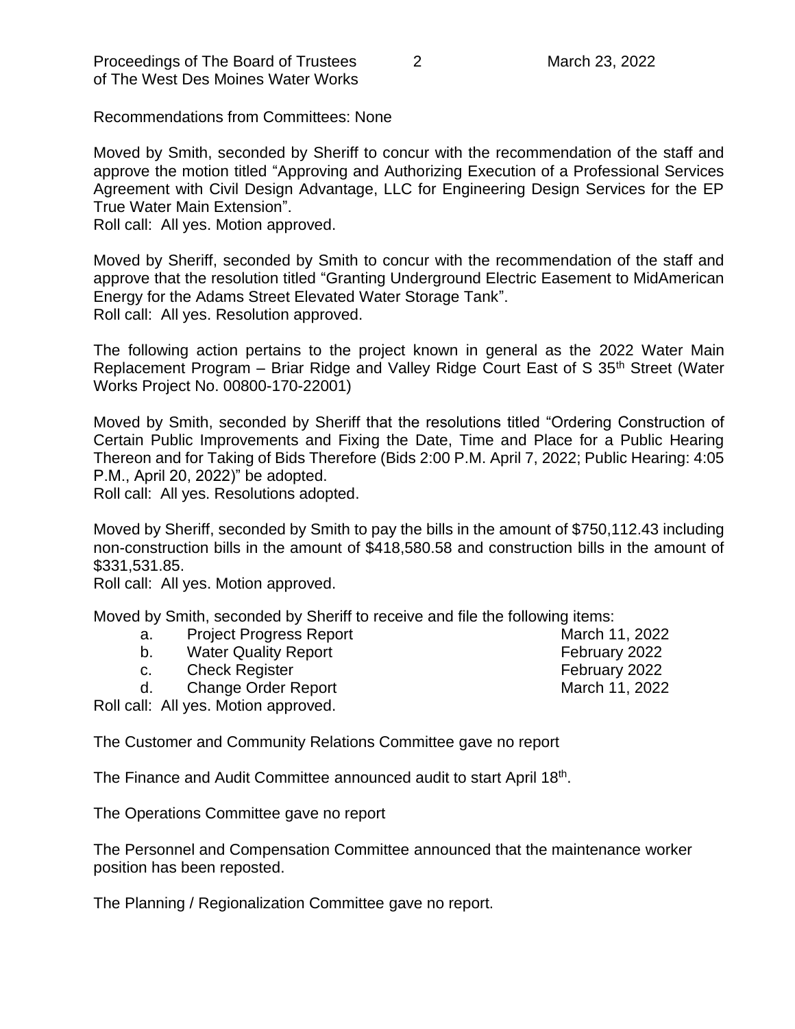Recommendations from Committees: None

Moved by Smith, seconded by Sheriff to concur with the recommendation of the staff and approve the motion titled "Approving and Authorizing Execution of a Professional Services Agreement with Civil Design Advantage, LLC for Engineering Design Services for the EP True Water Main Extension".
Roll call: All yes. Motion approved.

Moved by Sheriff, seconded by Smith to concur with the recommendation of the staff and approve that the resolution titled "Granting Underground Electric Easement to MidAmerican Energy for the Adams Street Elevated Water Storage Tank".
Roll call: All yes. Resolution approved.

The following action pertains to the project known in general as the 2022 Water Main Replacement Program – Briar Ridge and Valley Ridge Court East of S 35th Street (Water Works Project No. 00800-170-22001)

Moved by Smith, seconded by Sheriff that the resolutions titled "Ordering Construction of Certain Public Improvements and Fixing the Date, Time and Place for a Public Hearing Thereon and for Taking of Bids Therefore (Bids 2:00 P.M. April 7, 2022; Public Hearing: 4:05 P.M., April 20, 2022)" be adopted.
Roll call: All yes. Resolutions adopted.

Moved by Sheriff, seconded by Smith to pay the bills in the amount of $750,112.43 including non-construction bills in the amount of $418,580.58 and construction bills in the amount of $331,531.85.
Roll call: All yes. Motion approved.

Moved by Smith, seconded by Sheriff to receive and file the following items:

| | | |
|---|---|---|
| a. | Project Progress Report | March 11, 2022 |
| b. | Water Quality Report | February 2022 |
| c. | Check Register | February 2022 |
| d. | Change Order Report | March 11, 2022 |

Roll call: All yes. Motion approved.

The Customer and Community Relations Committee gave no report

The Finance and Audit Committee announced audit to start April 18th.

The Operations Committee gave no report

The Personnel and Compensation Committee announced that the maintenance worker position has been reposted.

The Planning / Regionalization Committee gave no report.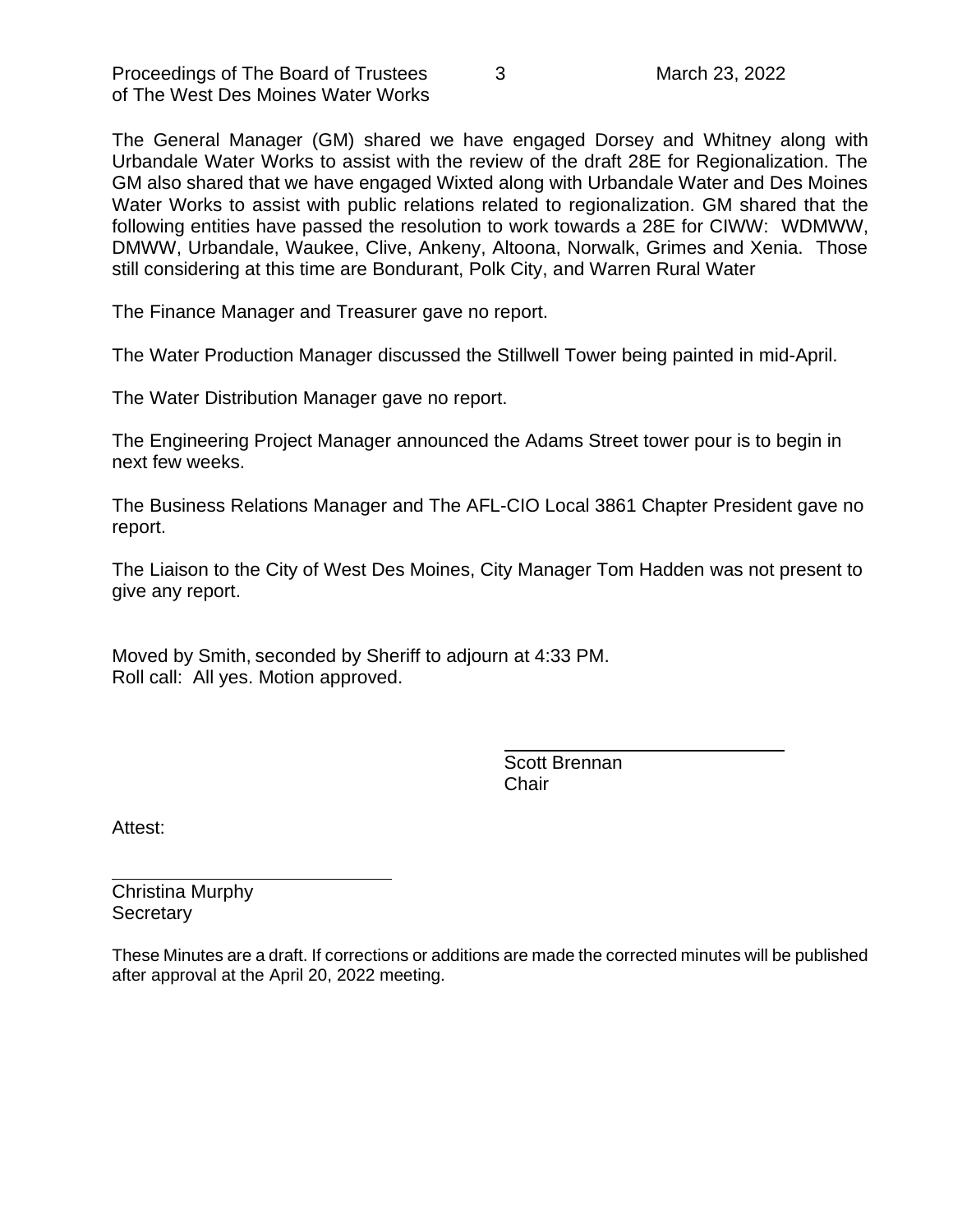The General Manager (GM) shared we have engaged Dorsey and Whitney along with Urbandale Water Works to assist with the review of the draft 28E for Regionalization. The GM also shared that we have engaged Wixted along with Urbandale Water and Des Moines Water Works to assist with public relations related to regionalization. GM shared that the following entities have passed the resolution to work towards a 28E for CIWW: WDMWW, DMWW, Urbandale, Waukee, Clive, Ankeny, Altoona, Norwalk, Grimes and Xenia. Those still considering at this time are Bondurant, Polk City, and Warren Rural Water

The Finance Manager and Treasurer gave no report.

The Water Production Manager discussed the Stillwell Tower being painted in mid-April.

The Water Distribution Manager gave no report.

The Engineering Project Manager announced the Adams Street tower pour is to begin in next few weeks.

The Business Relations Manager and The AFL-CIO Local 3861 Chapter President gave no report.

The Liaison to the City of West Des Moines, City Manager Tom Hadden was not present to give any report.

Moved by Smith, seconded by Sheriff to adjourn at 4:33 PM.
Roll call: All yes. Motion approved.

Scott Brennan
Chair

Attest:

Christina Murphy
Secretary

These Minutes are a draft. If corrections or additions are made the corrected minutes will be published after approval at the April 20, 2022 meeting.